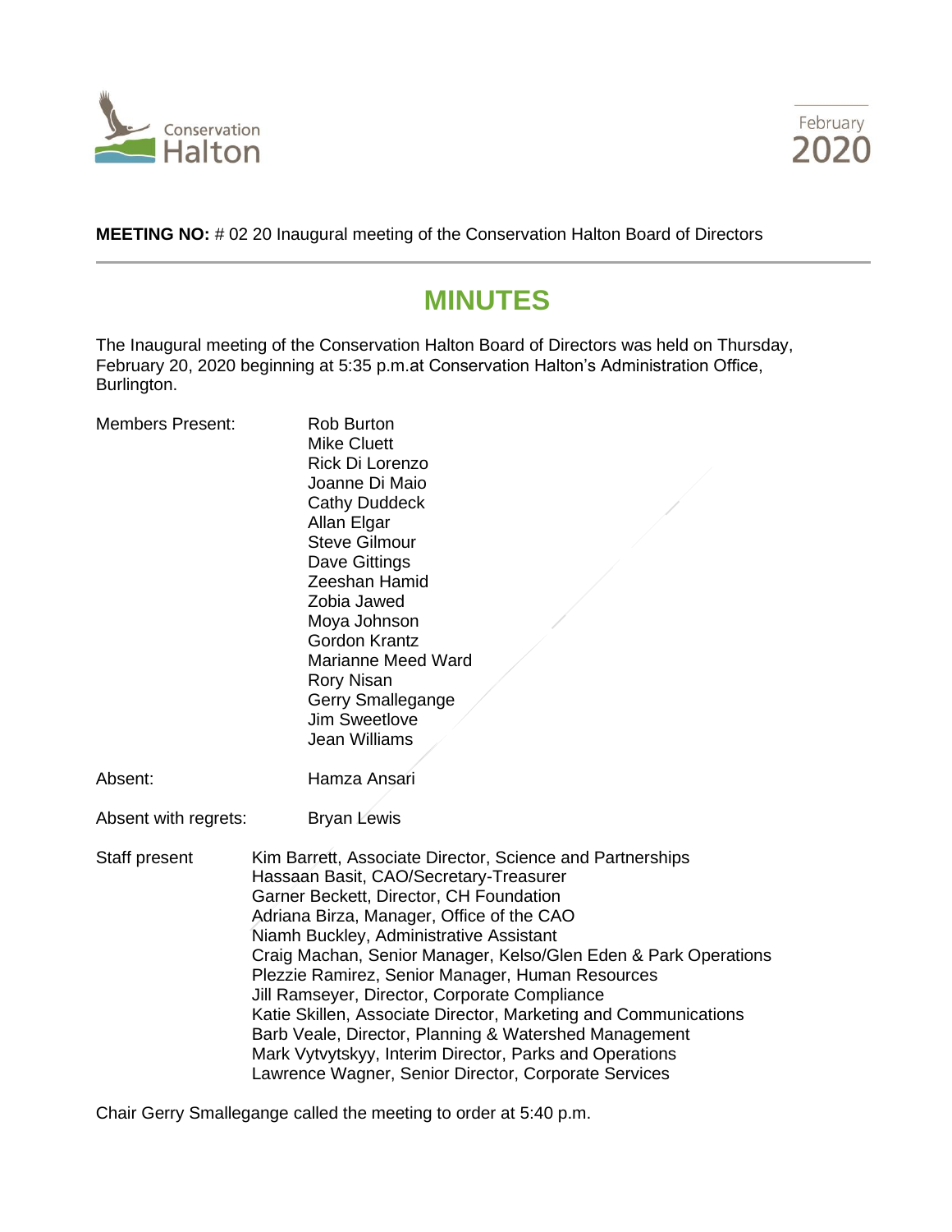**MEETING NO:** # 02 20 Inaugural meeting of the Conservation Halton Board of Directors

# MINUTES

The Inaugural meeting of the Conservation Halton Board of Directors was held on Thursday, February 20, 2020 beginning at 5:35 p.m.at Conservation Halton's Administration Office, Burlington.

Members Present:
Rob Burton
Mike Cluett
Rick Di Lorenzo
Joanne Di Maio
Cathy Duddeck
Allan Elgar
Steve Gilmour
Dave Gittings
Zeeshan Hamid
Zobia Jawed
Moya Johnson
Gordon Krantz
Marianne Meed Ward
Rory Nisan
Gerry Smallegange
Jim Sweetlove
Jean Williams

Absent: Hamza Ansari

Absent with regrets: Bryan Lewis

Staff present
Kim Barrett, Associate Director, Science and Partnerships
Hassaan Basit, CAO/Secretary-Treasurer
Garner Beckett, Director, CH Foundation
Adriana Birza, Manager, Office of the CAO
Niamh Buckley, Administrative Assistant
Craig Machan, Senior Manager, Kelso/Glen Eden & Park Operations
Plezzie Ramirez, Senior Manager, Human Resources
Jill Ramseyer, Director, Corporate Compliance
Katie Skillen, Associate Director, Marketing and Communications
Barb Veale, Director, Planning & Watershed Management
Mark Vytvytskyy, Interim Director, Parks and Operations
Lawrence Wagner, Senior Director, Corporate Services

Chair Gerry Smallegange called the meeting to order at 5:40 p.m.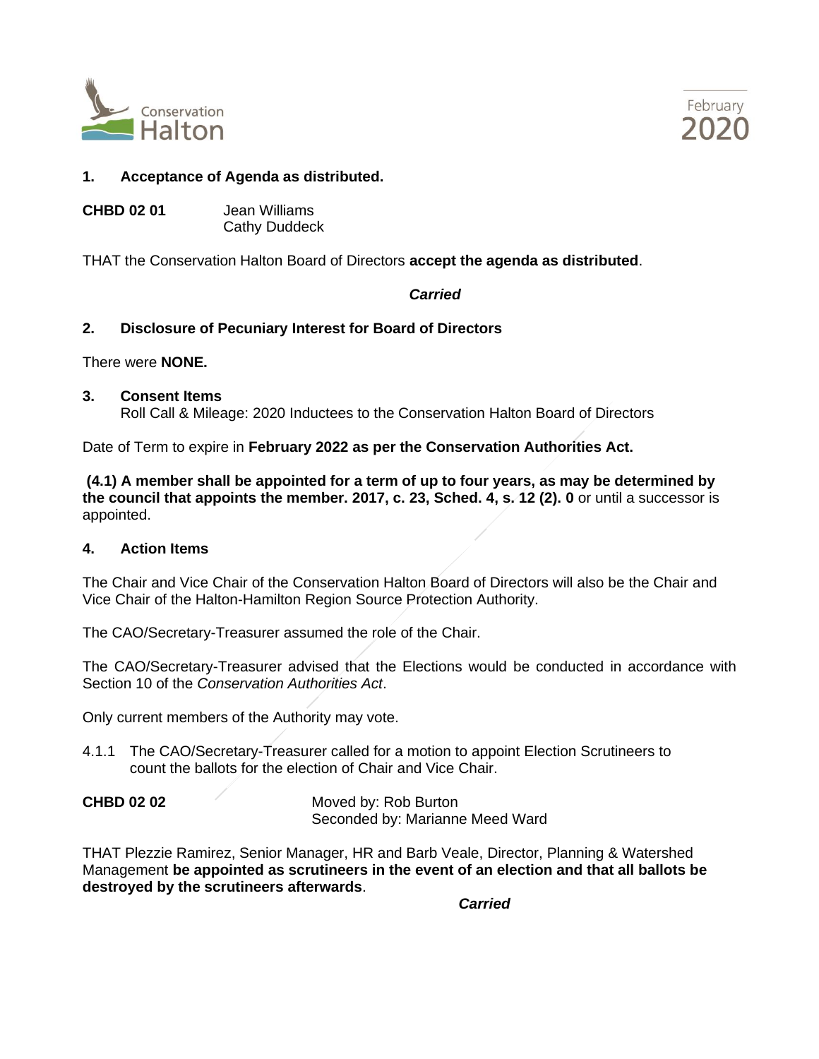## 1. Acceptance of Agenda as distributed.

**CHBD 02 01** Jean Williams
Cathy Duddeck

THAT the Conservation Halton Board of Directors **accept the agenda as distributed**.

***Carried***

## 2. Disclosure of Pecuniary Interest for Board of Directors

There were **NONE.**

## 3. Consent Items

Roll Call & Mileage: 2020 Inductees to the Conservation Halton Board of Directors

Date of Term to expire in **February 2022 as per the Conservation Authorities Act.**

**(4.1) A member shall be appointed for a term of up to four years, as may be determined by the council that appoints the member. 2017, c. 23, Sched. 4, s. 12 (2). 0** or until a successor is appointed.

## 4. Action Items

The Chair and Vice Chair of the Conservation Halton Board of Directors will also be the Chair and Vice Chair of the Halton-Hamilton Region Source Protection Authority.

The CAO/Secretary-Treasurer assumed the role of the Chair.

The CAO/Secretary-Treasurer advised that the Elections would be conducted in accordance with Section 10 of the *Conservation Authorities Act*.

Only current members of the Authority may vote.

4.1.1 The CAO/Secretary-Treasurer called for a motion to appoint Election Scrutineers to count the ballots for the election of Chair and Vice Chair.

**CHBD 02 02** Moved by: Rob Burton
Seconded by: Marianne Meed Ward

THAT Plezzie Ramirez, Senior Manager, HR and Barb Veale, Director, Planning & Watershed Management **be appointed as scrutineers in the event of an election and that all ballots be destroyed by the scrutineers afterwards**.

***Carried***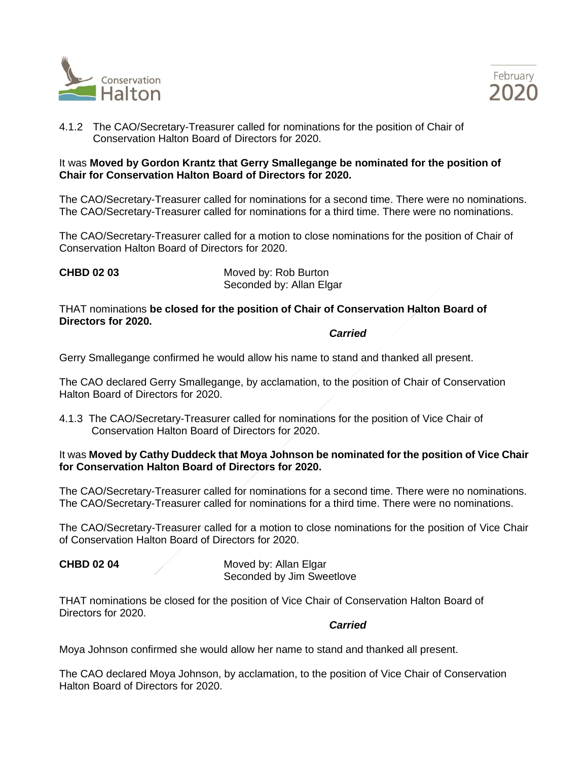4.1.2 The CAO/Secretary-Treasurer called for nominations for the position of Chair of Conservation Halton Board of Directors for 2020.

It was **Moved by Gordon Krantz that Gerry Smallegange be nominated for the position of Chair for Conservation Halton Board of Directors for 2020.**

The CAO/Secretary-Treasurer called for nominations for a second time. There were no nominations. The CAO/Secretary-Treasurer called for nominations for a third time. There were no nominations.

The CAO/Secretary-Treasurer called for a motion to close nominations for the position of Chair of Conservation Halton Board of Directors for 2020.

**CHBD 02 03** Moved by: Rob Burton
Seconded by: Allan Elgar

THAT nominations **be closed for the position of Chair of Conservation Halton Board of Directors for 2020.**

***Carried***

Gerry Smallegange confirmed he would allow his name to stand and thanked all present.

The CAO declared Gerry Smallegange, by acclamation, to the position of Chair of Conservation Halton Board of Directors for 2020.

4.1.3 The CAO/Secretary-Treasurer called for nominations for the position of Vice Chair of Conservation Halton Board of Directors for 2020.

It was **Moved by Cathy Duddeck that Moya Johnson be nominated for the position of Vice Chair for Conservation Halton Board of Directors for 2020.**

The CAO/Secretary-Treasurer called for nominations for a second time. There were no nominations. The CAO/Secretary-Treasurer called for nominations for a third time. There were no nominations.

The CAO/Secretary-Treasurer called for a motion to close nominations for the position of Vice Chair of Conservation Halton Board of Directors for 2020.

**CHBD 02 04** Moved by: Allan Elgar
Seconded by Jim Sweetlove

THAT nominations be closed for the position of Vice Chair of Conservation Halton Board of Directors for 2020.

***Carried***

Moya Johnson confirmed she would allow her name to stand and thanked all present.

The CAO declared Moya Johnson, by acclamation, to the position of Vice Chair of Conservation Halton Board of Directors for 2020.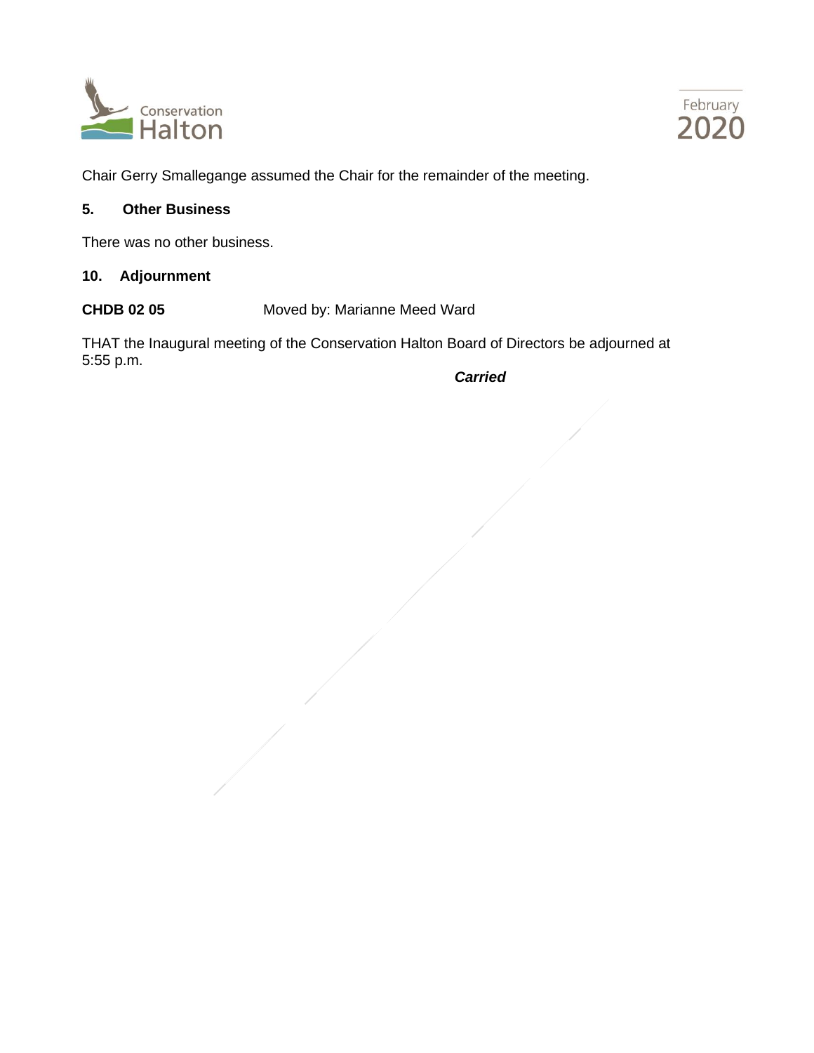Chair Gerry Smallegange assumed the Chair for the remainder of the meeting.

## 5. Other Business

There was no other business.

## 10. Adjournment

**CHDB 02 05** Moved by: Marianne Meed Ward

THAT the Inaugural meeting of the Conservation Halton Board of Directors be adjourned at 5:55 p.m.

***Carried***